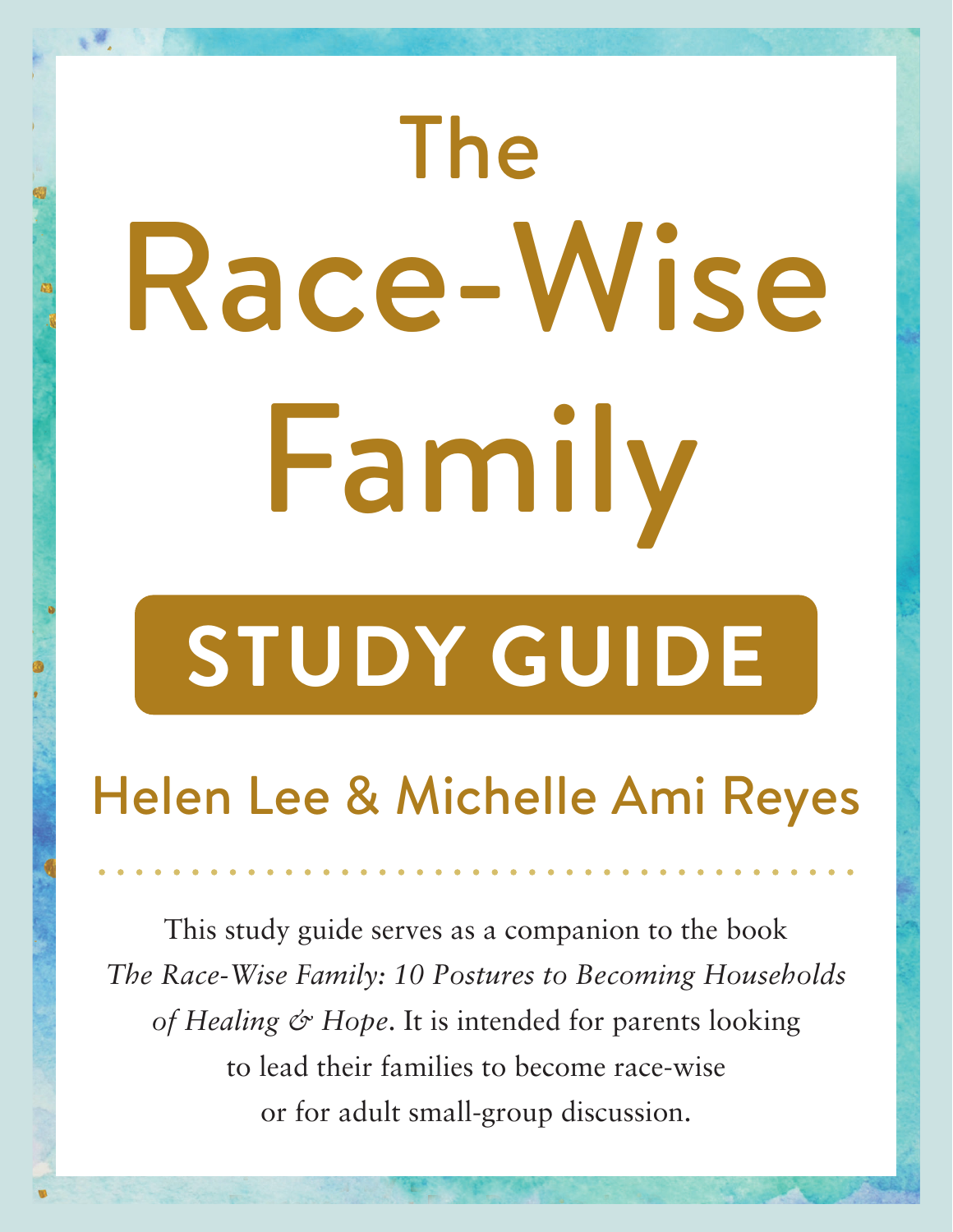# The Race-Wise Family

## STUDY GUIDE

### Helen Lee & Michelle Ami Reyes

This study guide serves as a companion to the book *The Race-Wise Family: 10 Postures to Becoming Households of Healing & Hope*. It is intended for parents looking to lead their families to become race-wise or for adult small-group discussion.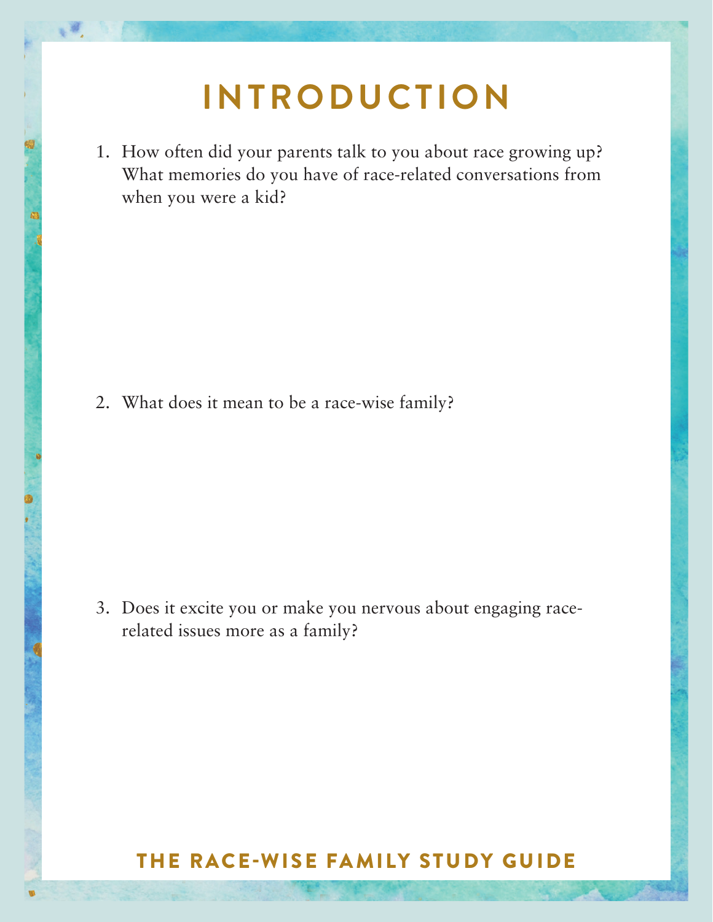# INTRODUCTION

1. How often did your parents talk to you about race growing up? What memories do you have of race-related conversations from when you were a kid?

2. What does it mean to be a race-wise family?

3. Does it excite you or make you nervous about engaging race-related issues more as a family?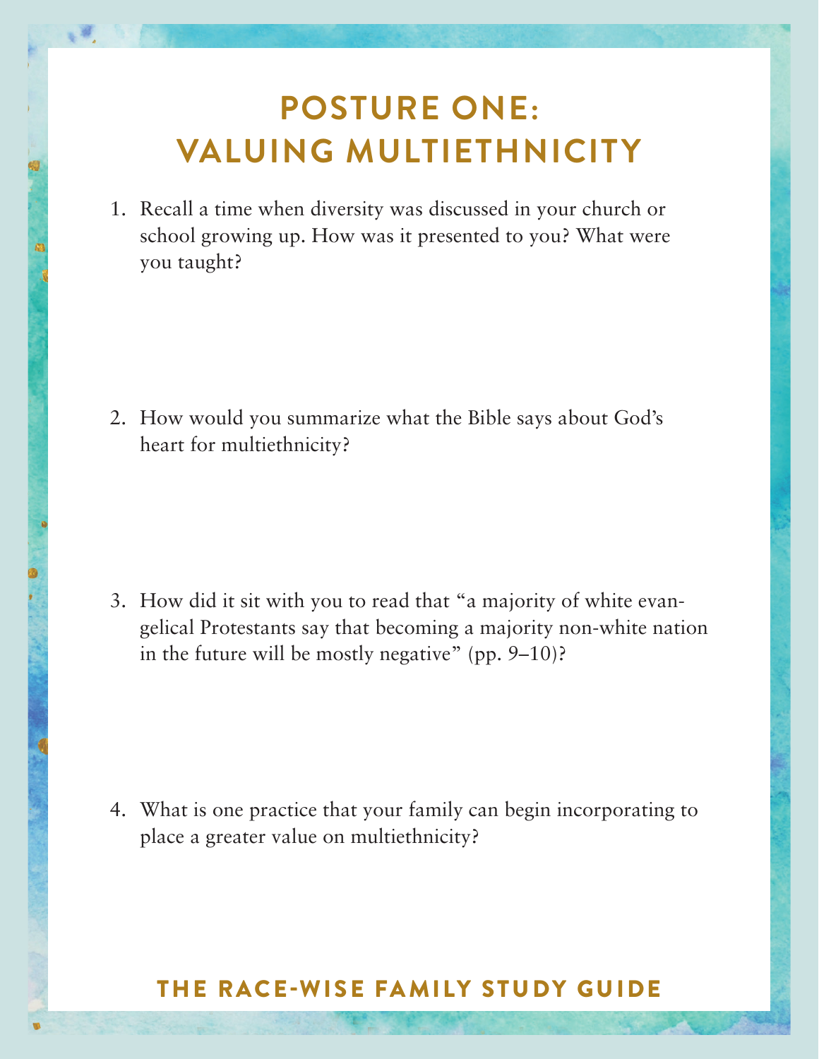# POSTURE ONE: VALUING MULTIETHNICITY

1. Recall a time when diversity was discussed in your church or school growing up. How was it presented to you? What were you taught?

2. How would you summarize what the Bible says about God's heart for multiethnicity?

3. How did it sit with you to read that "a majority of white evangelical Protestants say that becoming a majority non-white nation in the future will be mostly negative" (pp. 9–10)?

4. What is one practice that your family can begin incorporating to place a greater value on multiethnicity?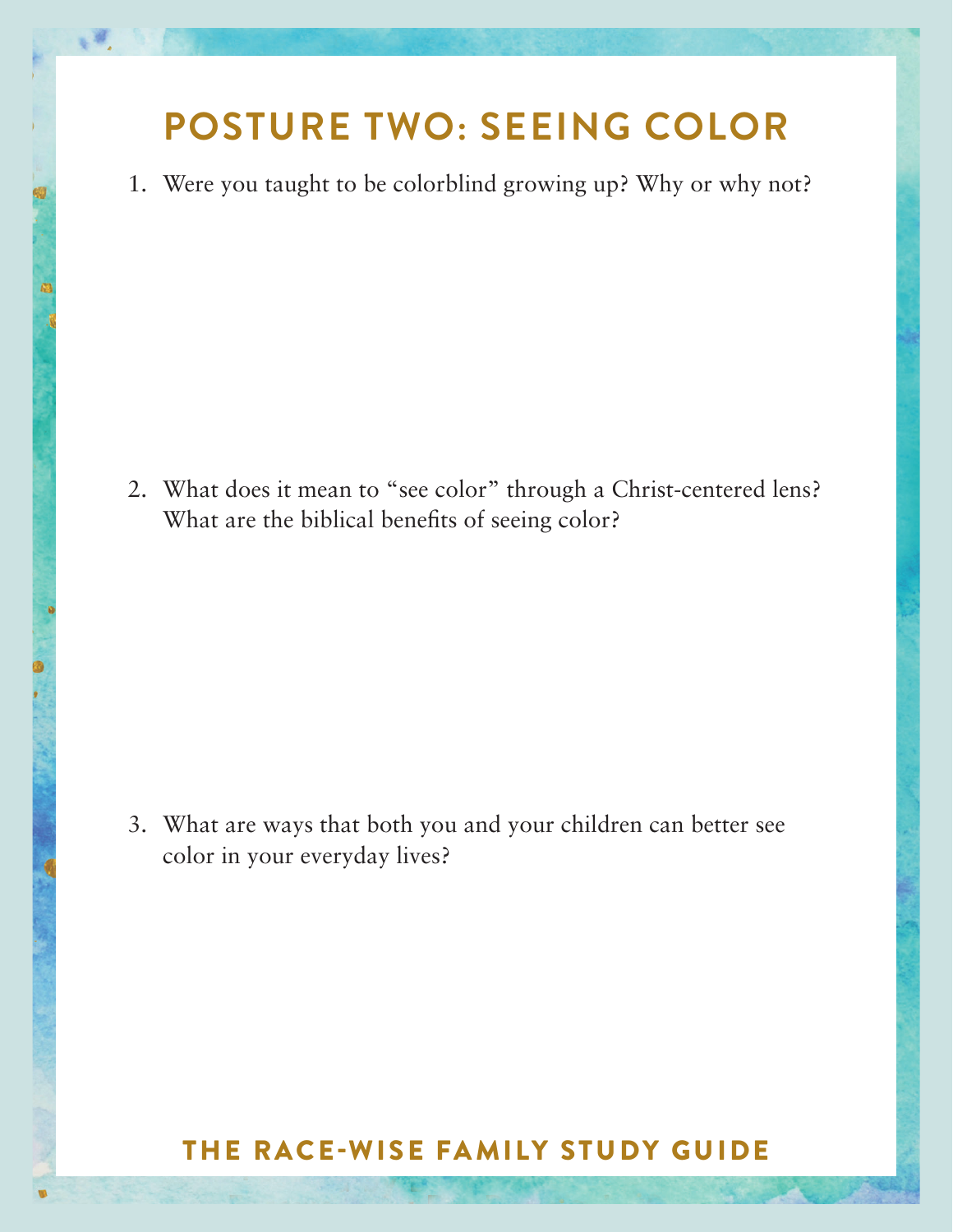# POSTURE TWO: SEEING COLOR

1. Were you taught to be colorblind growing up? Why or why not?

2. What does it mean to "see color" through a Christ-centered lens? What are the biblical benefits of seeing color?

3. What are ways that both you and your children can better see color in your everyday lives?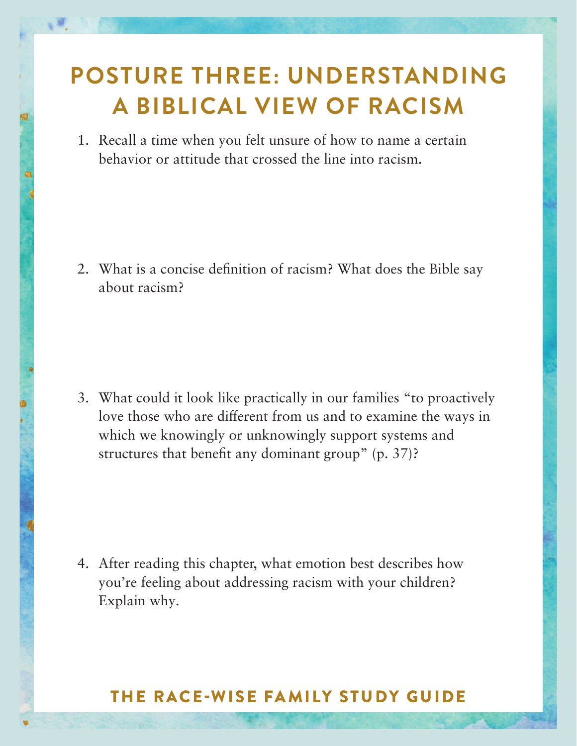# POSTURE THREE: UNDERSTANDING A BIBLICAL VIEW OF RACISM

1. Recall a time when you felt unsure of how to name a certain behavior or attitude that crossed the line into racism.

2. What is a concise definition of racism? What does the Bible say about racism?

3. What could it look like practically in our families "to proactively love those who are different from us and to examine the ways in which we knowingly or unknowingly support systems and structures that benefit any dominant group" (p. 37)?

4. After reading this chapter, what emotion best describes how you're feeling about addressing racism with your children? Explain why.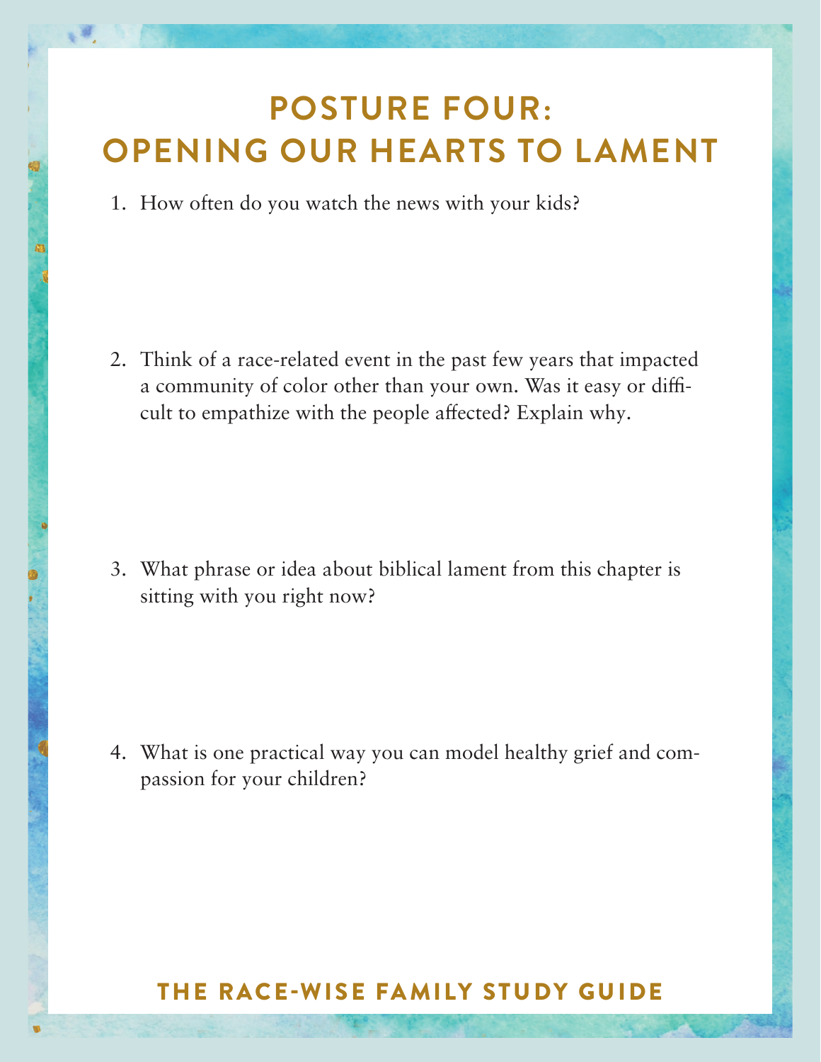# POSTURE FOUR: OPENING OUR HEARTS TO LAMENT

1. How often do you watch the news with your kids?

2. Think of a race-related event in the past few years that impacted a community of color other than your own. Was it easy or difficult to empathize with the people affected? Explain why.

3. What phrase or idea about biblical lament from this chapter is sitting with you right now?

4. What is one practical way you can model healthy grief and compassion for your children?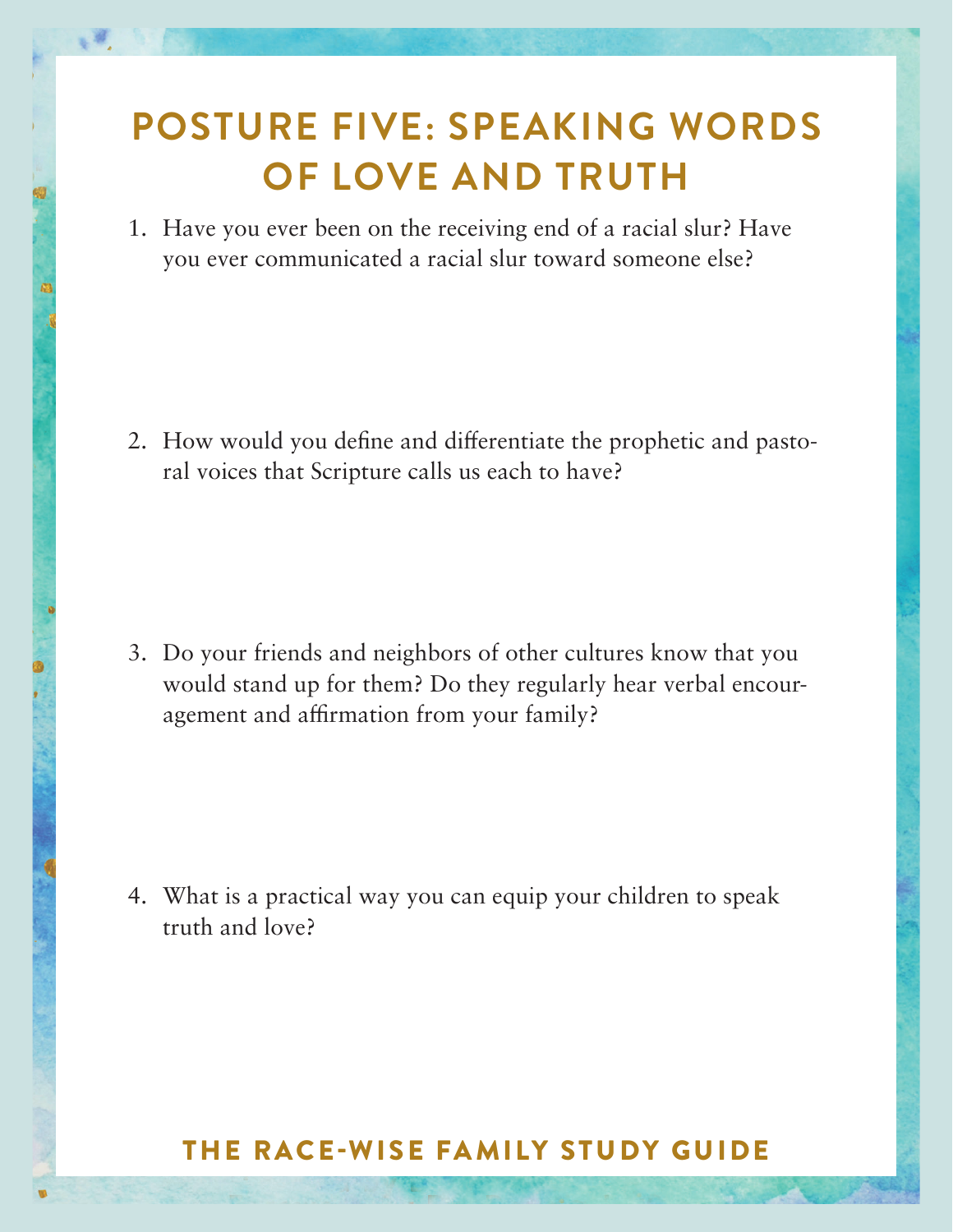# POSTURE FIVE: SPEAKING WORDS OF LOVE AND TRUTH

1. Have you ever been on the receiving end of a racial slur? Have you ever communicated a racial slur toward someone else?

2. How would you define and differentiate the prophetic and pastoral voices that Scripture calls us each to have?

3. Do your friends and neighbors of other cultures know that you would stand up for them? Do they regularly hear verbal encouragement and affirmation from your family?

4. What is a practical way you can equip your children to speak truth and love?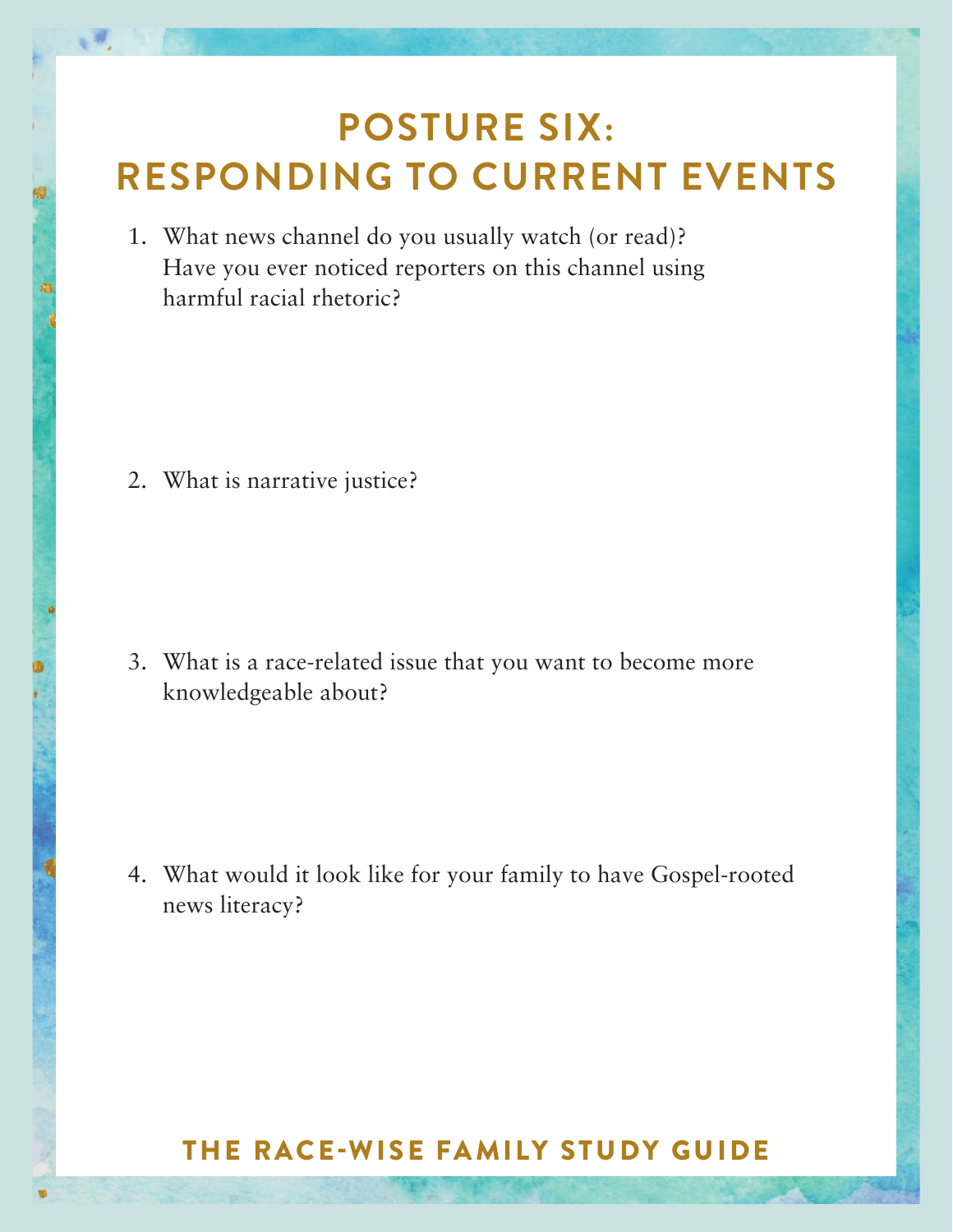# POSTURE SIX: RESPONDING TO CURRENT EVENTS

1. What news channel do you usually watch (or read)? Have you ever noticed reporters on this channel using harmful racial rhetoric?

2. What is narrative justice?

3. What is a race-related issue that you want to become more knowledgeable about?

4. What would it look like for your family to have Gospel-rooted news literacy?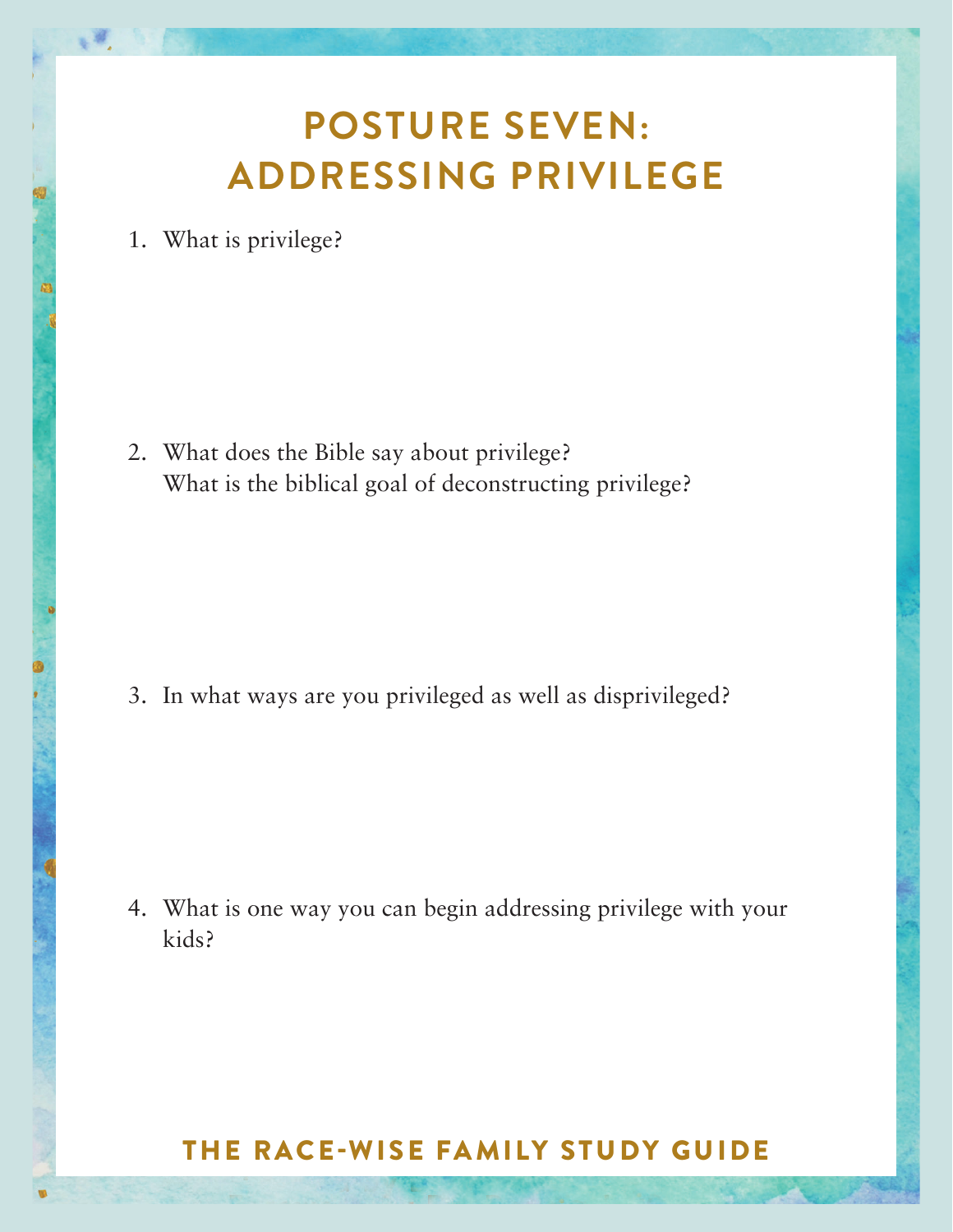# POSTURE SEVEN: ADDRESSING PRIVILEGE

1. What is privilege?

2. What does the Bible say about privilege?
   What is the biblical goal of deconstructing privilege?

3. In what ways are you privileged as well as disprivileged?

4. What is one way you can begin addressing privilege with your kids?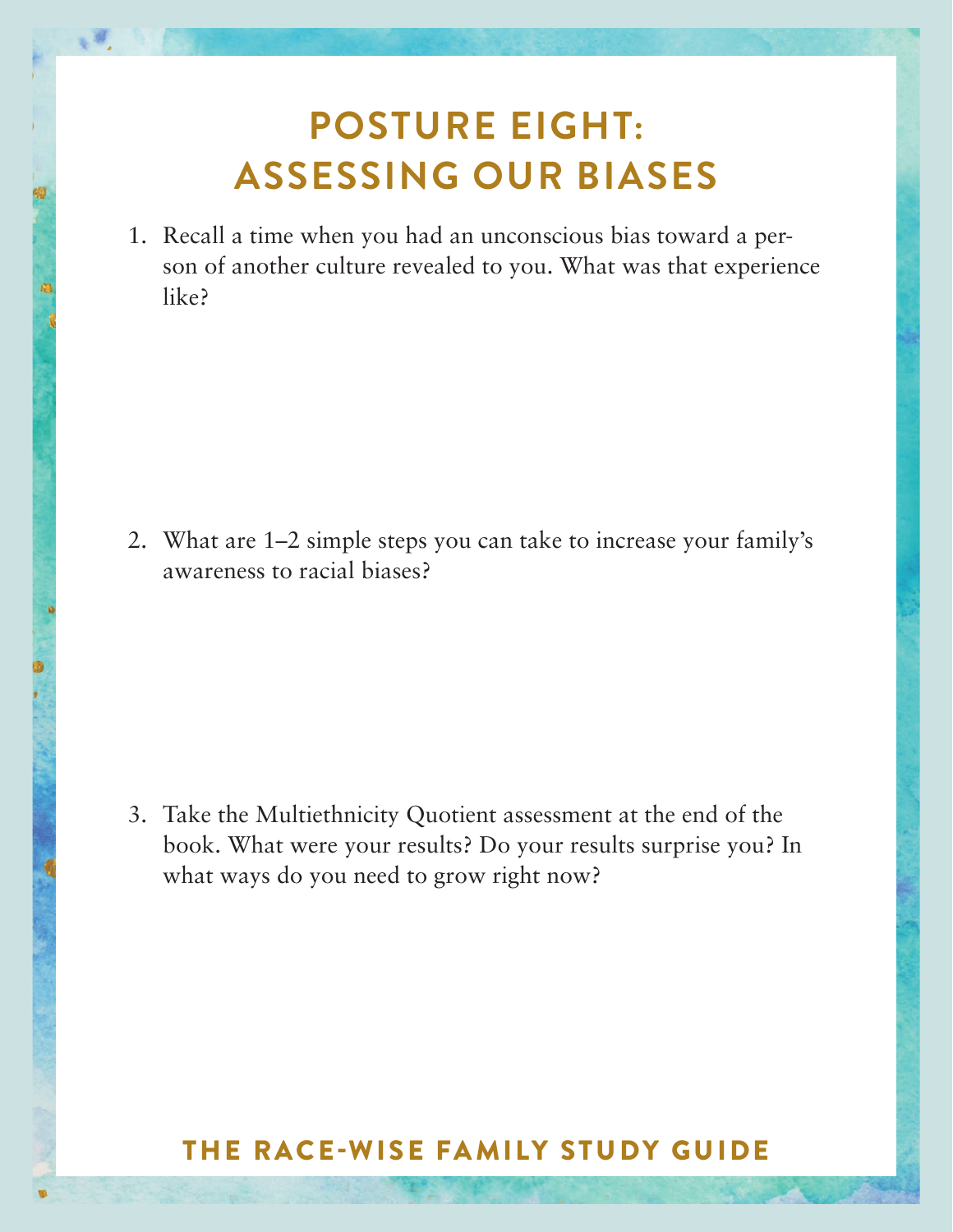# POSTURE EIGHT: ASSESSING OUR BIASES

1. Recall a time when you had an unconscious bias toward a person of another culture revealed to you. What was that experience like?

2. What are 1–2 simple steps you can take to increase your family's awareness to racial biases?

3. Take the Multiethnicity Quotient assessment at the end of the book. What were your results? Do your results surprise you? In what ways do you need to grow right now?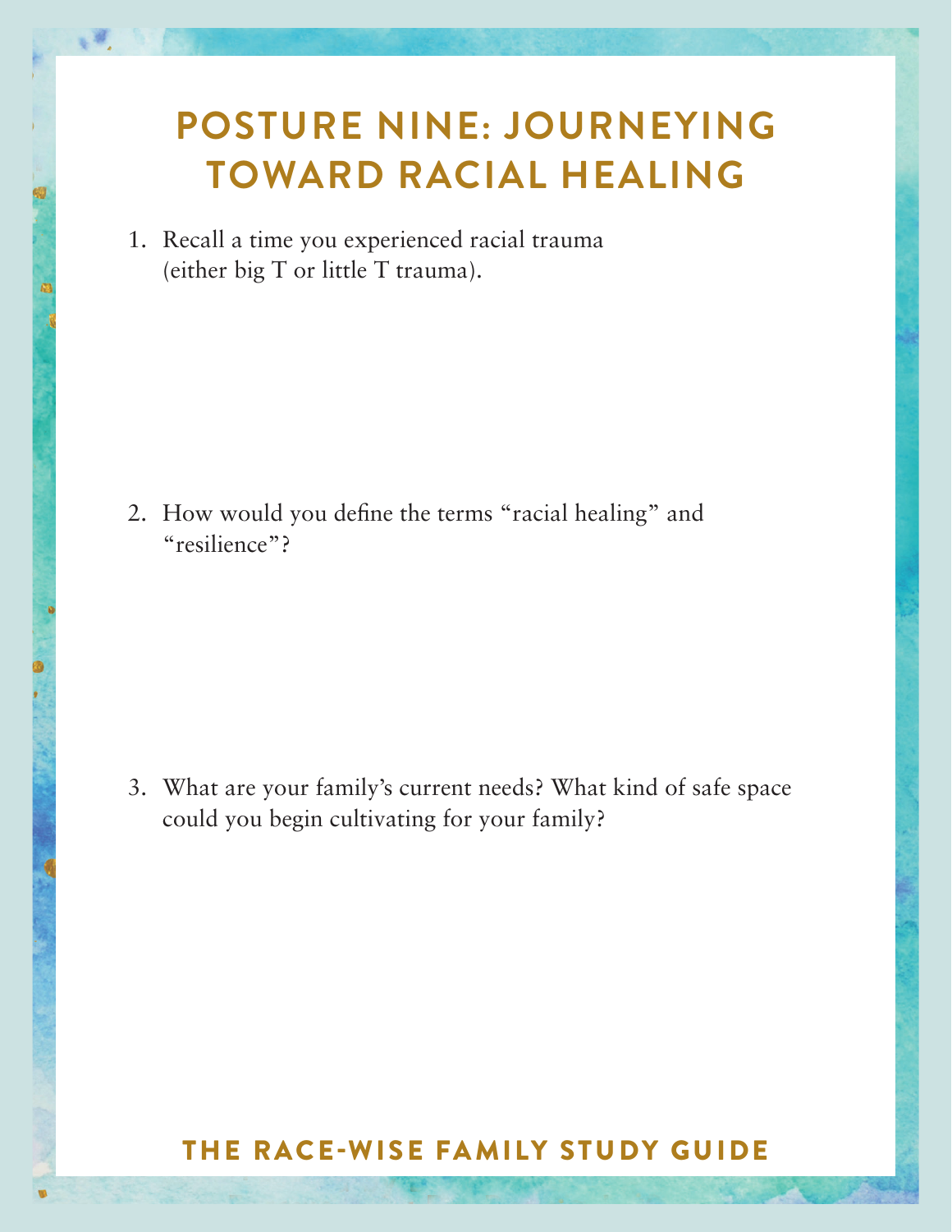# POSTURE NINE: JOURNEYING TOWARD RACIAL HEALING

1. Recall a time you experienced racial trauma (either big T or little T trauma).

2. How would you define the terms "racial healing" and "resilience"?

3. What are your family's current needs? What kind of safe space could you begin cultivating for your family?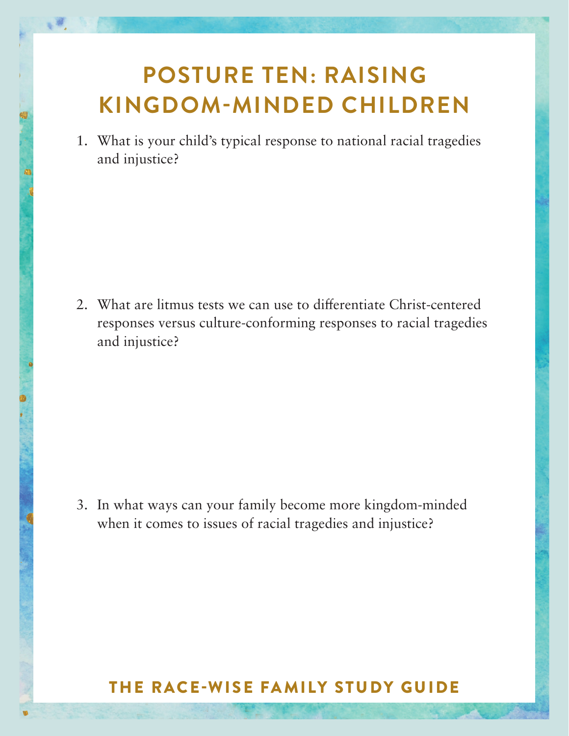# POSTURE TEN: RAISING KINGDOM-MINDED CHILDREN

1. What is your child's typical response to national racial tragedies and injustice?

2. What are litmus tests we can use to differentiate Christ-centered responses versus culture-conforming responses to racial tragedies and injustice?

3. In what ways can your family become more kingdom-minded when it comes to issues of racial tragedies and injustice?